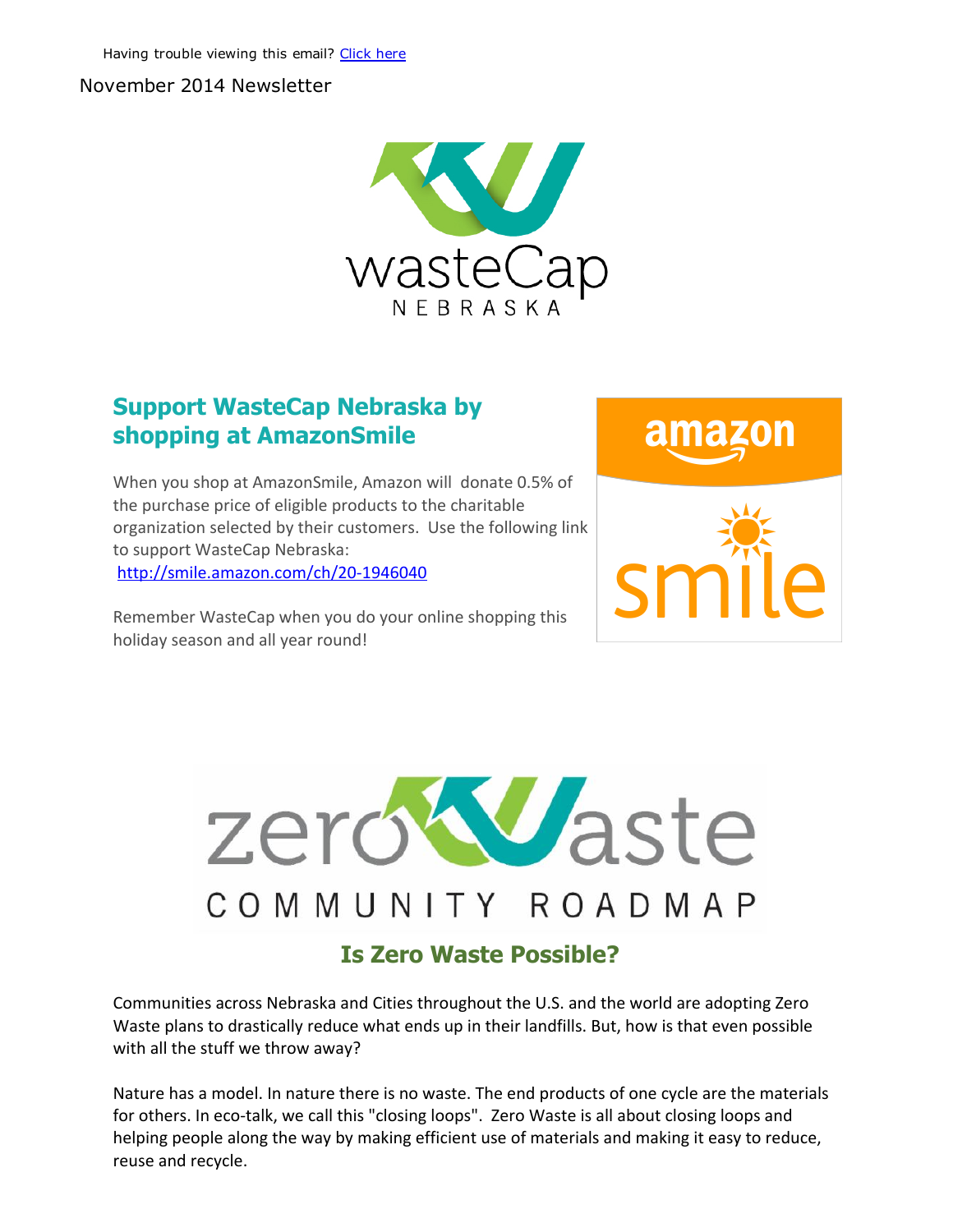Having trouble viewing this email? [Click here]

November 2014 Newsletter

wasteCap
NEBRASKA

## Support WasteCap Nebraska by shopping at AmazonSmile

When you shop at AmazonSmile, Amazon will donate 0.5% of the purchase price of eligible products to the charitable organization selected by their customers. Use the following link to support WasteCap Nebraska:
http://smile.amazon.com/ch/20-1946040

Remember WasteCap when you do your online shopping this holiday season and all year round!

amazon smile

zeroWaste
COMMUNITY ROADMAP

## Is Zero Waste Possible?

Communities across Nebraska and Cities throughout the U.S. and the world are adopting Zero Waste plans to drastically reduce what ends up in their landfills. But, how is that even possible with all the stuff we throw away?

Nature has a model. In nature there is no waste. The end products of one cycle are the materials for others. In eco-talk, we call this "closing loops". Zero Waste is all about closing loops and helping people along the way by making efficient use of materials and making it easy to reduce, reuse and recycle.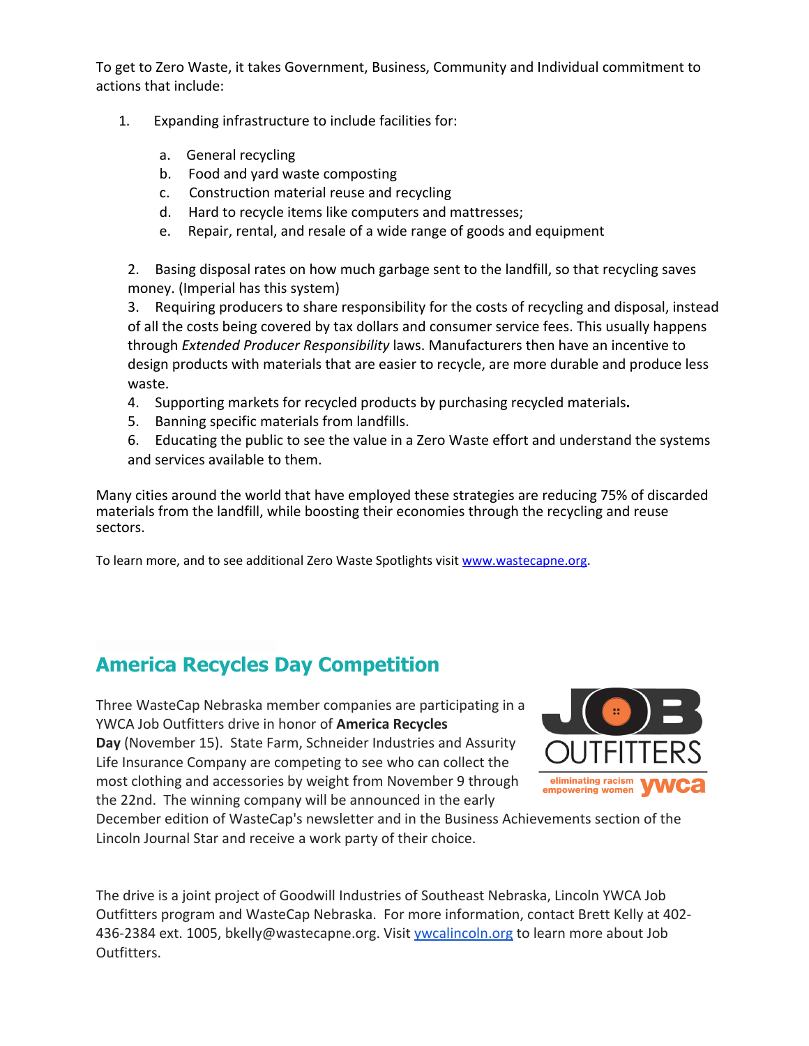To get to Zero Waste, it takes Government, Business, Community and Individual commitment to actions that include:

1. Expanding infrastructure to include facilities for:

    a. General recycling
    b. Food and yard waste composting
    c. Construction material reuse and recycling
    d. Hard to recycle items like computers and mattresses;
    e. Repair, rental, and resale of a wide range of goods and equipment

2. Basing disposal rates on how much garbage sent to the landfill, so that recycling saves money. (Imperial has this system)
3. Requiring producers to share responsibility for the costs of recycling and disposal, instead of all the costs being covered by tax dollars and consumer service fees. This usually happens through *Extended Producer Responsibility* laws. Manufacturers then have an incentive to design products with materials that are easier to recycle, are more durable and produce less waste.
4. Supporting markets for recycled products by purchasing recycled materials**.**
5. Banning specific materials from landfills.
6. Educating the public to see the value in a Zero Waste effort and understand the systems and services available to them.

Many cities around the world that have employed these strategies are reducing 75% of discarded materials from the landfill, while boosting their economies through the recycling and reuse sectors.

To learn more, and to see additional Zero Waste Spotlights visit [www.wastecapne.org](www.wastecapne.org).

## America Recycles Day Competition

Three WasteCap Nebraska member companies are participating in a YWCA Job Outfitters drive in honor of **America Recycles Day** (November 15). State Farm, Schneider Industries and Assurity Life Insurance Company are competing to see who can collect the most clothing and accessories by weight from November 9 through the 22nd. The winning company will be announced in the early December edition of WasteCap's newsletter and in the Business Achievements section of the Lincoln Journal Star and receive a work party of their choice.

The drive is a joint project of Goodwill Industries of Southeast Nebraska, Lincoln YWCA Job Outfitters program and WasteCap Nebraska. For more information, contact Brett Kelly at 402-436-2384 ext. 1005, bkelly@wastecapne.org. Visit [ywcalincoln.org](ywcalincoln.org) to learn more about Job Outfitters.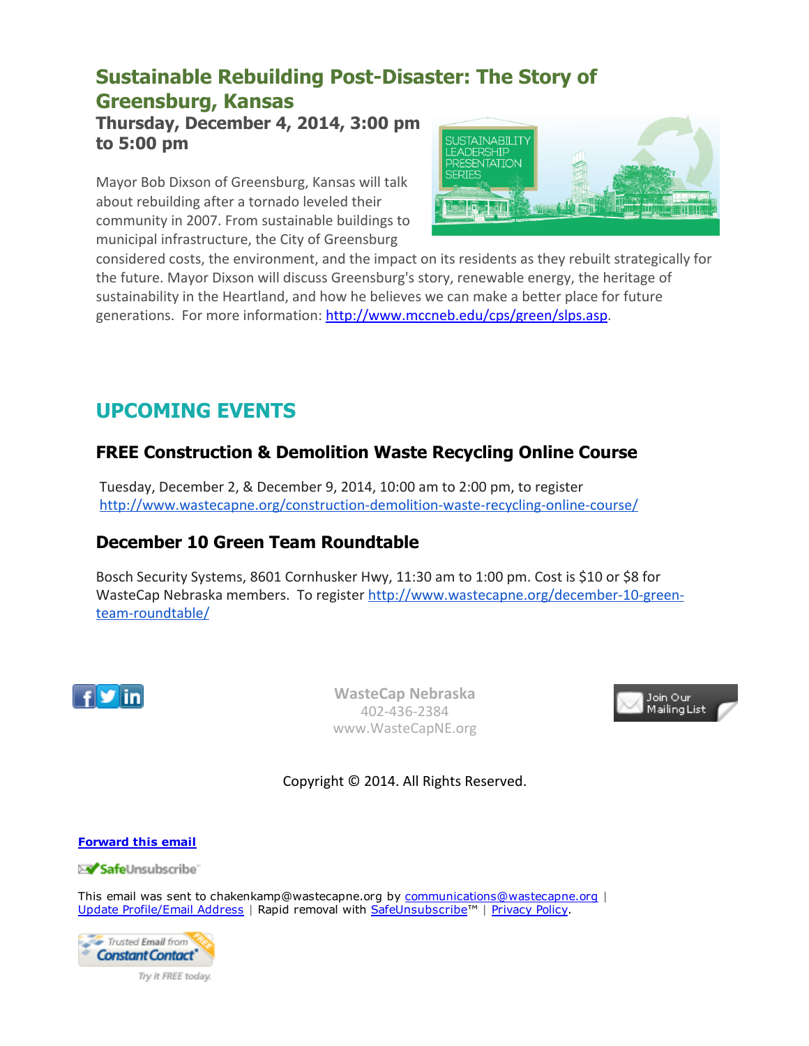## Sustainable Rebuilding Post-Disaster: The Story of Greensburg, Kansas

**Thursday, December 4, 2014, 3:00 pm to 5:00 pm**

Mayor Bob Dixson of Greensburg, Kansas will talk about rebuilding after a tornado leveled their community in 2007. From sustainable buildings to municipal infrastructure, the City of Greensburg considered costs, the environment, and the impact on its residents as they rebuilt strategically for the future. Mayor Dixon will discuss Greensburg's story, renewable energy, the heritage of sustainability in the Heartland, and how he believes we can make a better place for future generations. For more information: http://www.mccneb.edu/cps/green/slps.asp.

## UPCOMING EVENTS

### FREE Construction & Demolition Waste Recycling Online Course

Tuesday, December 2, & December 9, 2014, 10:00 am to 2:00 pm, to register http://www.wastecapne.org/construction-demolition-waste-recycling-online-course/

### December 10 Green Team Roundtable

Bosch Security Systems, 8601 Cornhusker Hwy, 11:30 am to 1:00 pm. Cost is $10 or $8 for WasteCap Nebraska members. To register http://www.wastecapne.org/december-10-green-team-roundtable/

WasteCap Nebraska
402-436-2384
www.WasteCapNE.org

Join Our Mailing List

Copyright © 2014. All Rights Reserved.

**Forward this email**

SafeUnsubscribe

This email was sent to chakenkamp@wastecapne.org by communications@wastecapne.org | Update Profile/Email Address | Rapid removal with SafeUnsubscribe™ | Privacy Policy.

Trusted Email from Constant Contact
Try it FREE today.